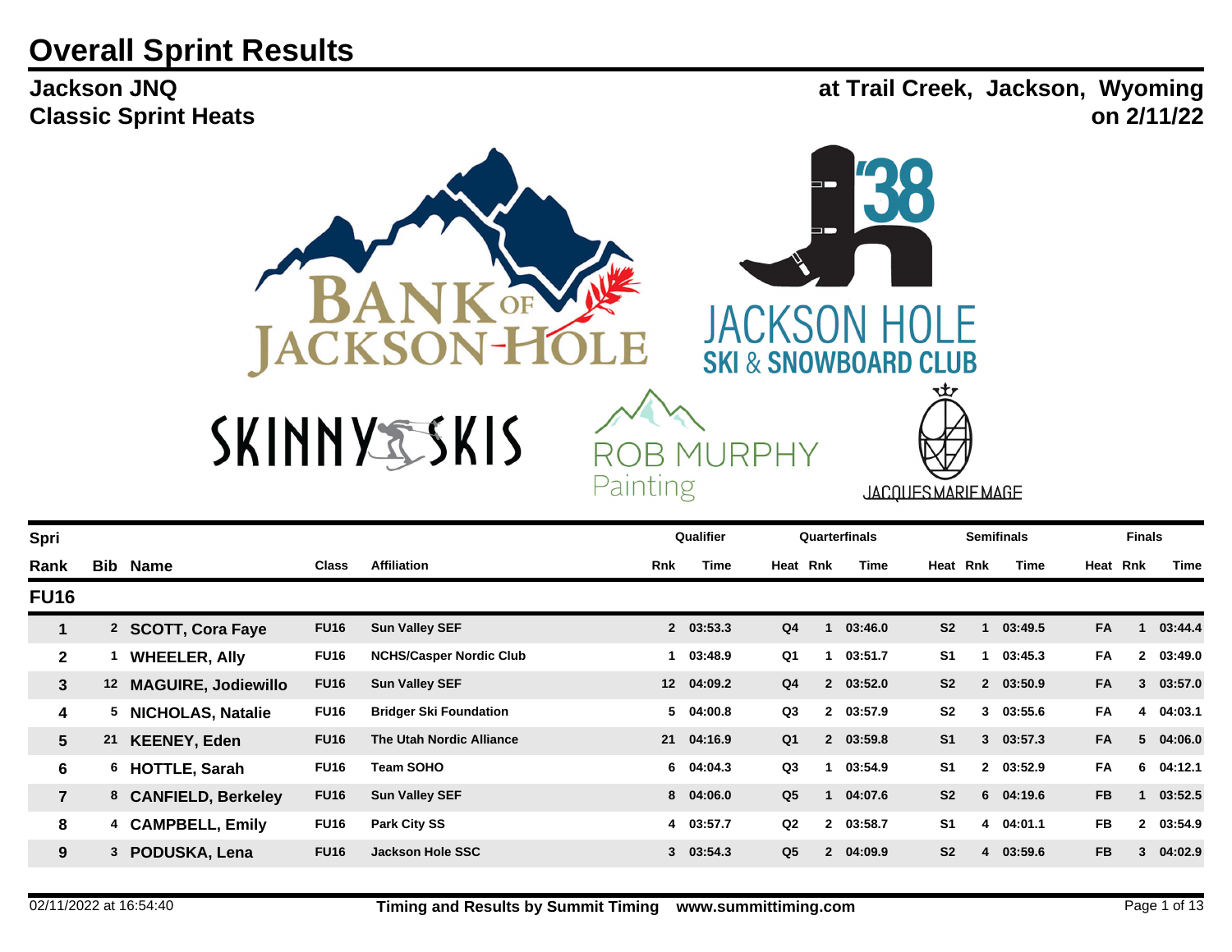# Overall Sprint Results

## Jackson JNQ
## Classic Sprint Heats

**at Trail Creek, Jackson, Wyoming**
**on 2/11/22**

| Spri | | | | | Qualifier | | Quarterfinals | | | Semifinals | | | Finals | | |
|---|---|---|---|---|---|---|---|---|---|---|---|---|---|---|---|
| Rank | Bib | Name | Class | Affiliation | Rnk | Time | Heat | Rnk | Time | Heat | Rnk | Time | Heat | Rnk | Time |
| **FU16** | | | | | | | | | | | | | | | |
| 1 | 2 | SCOTT, Cora Faye | FU16 | Sun Valley SEF | 2 | 03:53.3 | Q4 | 1 | 03:46.0 | S2 | 1 | 03:49.5 | FA | 1 | 03:44.4 |
| 2 | 1 | WHEELER, Ally | FU16 | NCHS/Casper Nordic Club | 1 | 03:48.9 | Q1 | 1 | 03:51.7 | S1 | 1 | 03:45.3 | FA | 2 | 03:49.0 |
| 3 | 12 | MAGUIRE, Jodiewillo | FU16 | Sun Valley SEF | 12 | 04:09.2 | Q4 | 2 | 03:52.0 | S2 | 2 | 03:50.9 | FA | 3 | 03:57.0 |
| 4 | 5 | NICHOLAS, Natalie | FU16 | Bridger Ski Foundation | 5 | 04:00.8 | Q3 | 2 | 03:57.9 | S2 | 3 | 03:55.6 | FA | 4 | 04:03.1 |
| 5 | 21 | KEENEY, Eden | FU16 | The Utah Nordic Alliance | 21 | 04:16.9 | Q1 | 2 | 03:59.8 | S1 | 3 | 03:57.3 | FA | 5 | 04:06.0 |
| 6 | 6 | HOTTLE, Sarah | FU16 | Team SOHO | 6 | 04:04.3 | Q3 | 1 | 03:54.9 | S1 | 2 | 03:52.9 | FA | 6 | 04:12.1 |
| 7 | 8 | CANFIELD, Berkeley | FU16 | Sun Valley SEF | 8 | 04:06.0 | Q5 | 1 | 04:07.6 | S2 | 6 | 04:19.6 | FB | 1 | 03:52.5 |
| 8 | 4 | CAMPBELL, Emily | FU16 | Park City SS | 4 | 03:57.7 | Q2 | 2 | 03:58.7 | S1 | 4 | 04:01.1 | FB | 2 | 03:54.9 |
| 9 | 3 | PODUSKA, Lena | FU16 | Jackson Hole SSC | 3 | 03:54.3 | Q5 | 2 | 04:09.9 | S2 | 4 | 03:59.6 | FB | 3 | 04:02.9 |

02/11/2022 at 16:54:40 — Timing and Results by Summit Timing www.summittiming.com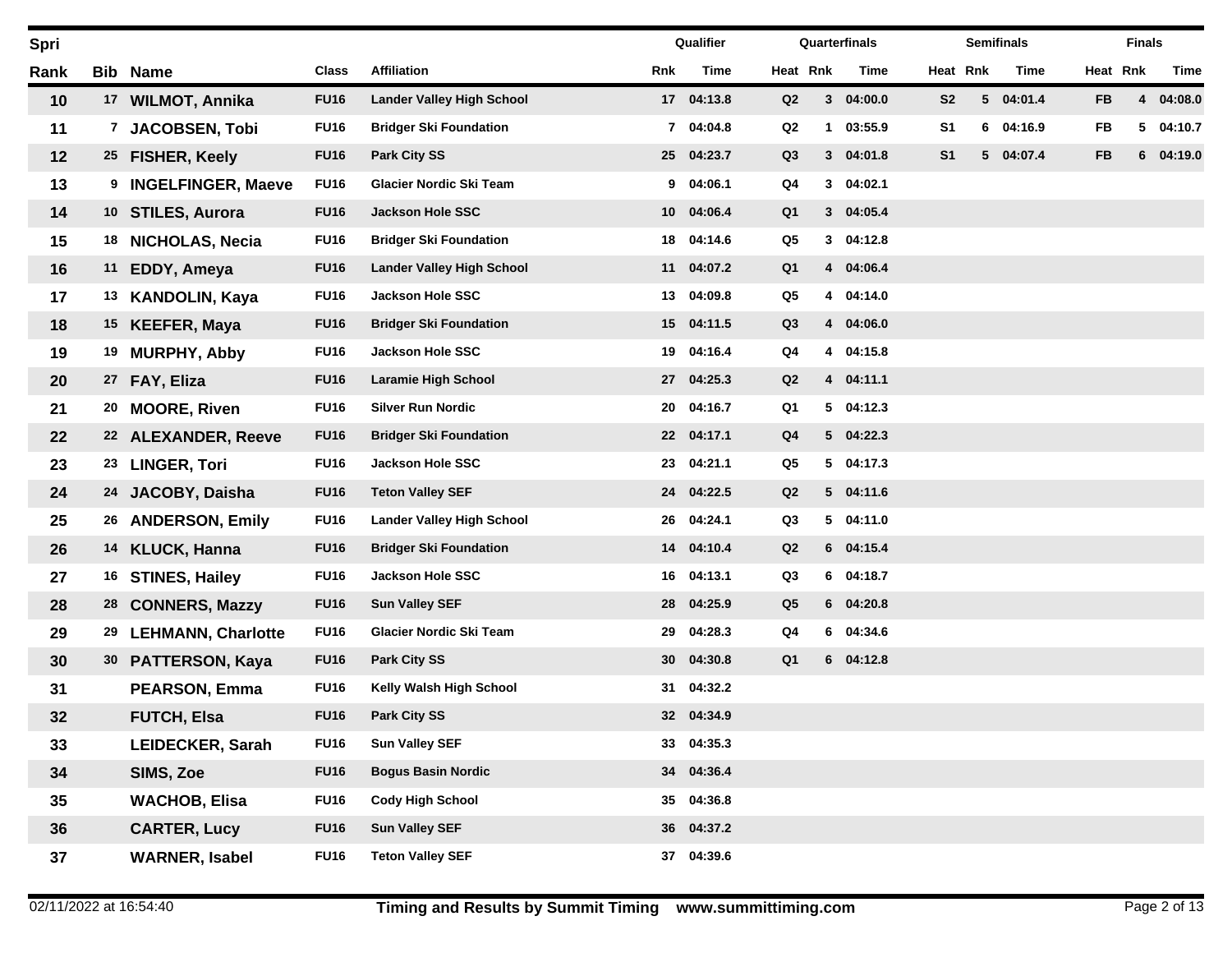| Spri Rank | Bib | Name | Class | Affiliation | Qualifier | | Quarterfinals | | | Semifinals | | | Finals | | |
|---|---|---|---|---|---|---|---|---|---|---|---|---|---|---|---|
| | | | | | Rnk | Time | Heat | Rnk | Time | Heat | Rnk | Time | Heat | Rnk | Time |
| 10 | 17 | WILMOT, Annika | FU16 | Lander Valley High School | 17 | 04:13.8 | Q2 | 3 | 04:00.0 | S2 | 5 | 04:01.4 | FB | 4 | 04:08.0 |
| 11 | 7 | JACOBSEN, Tobi | FU16 | Bridger Ski Foundation | 7 | 04:04.8 | Q2 | 1 | 03:55.9 | S1 | 6 | 04:16.9 | FB | 5 | 04:10.7 |
| 12 | 25 | FISHER, Keely | FU16 | Park City SS | 25 | 04:23.7 | Q3 | 3 | 04:01.8 | S1 | 5 | 04:07.4 | FB | 6 | 04:19.0 |
| 13 | 9 | INGELFINGER, Maeve | FU16 | Glacier Nordic Ski Team | 9 | 04:06.1 | Q4 | 3 | 04:02.1 | | | | | | |
| 14 | 10 | STILES, Aurora | FU16 | Jackson Hole SSC | 10 | 04:06.4 | Q1 | 3 | 04:05.4 | | | | | | |
| 15 | 18 | NICHOLAS, Necia | FU16 | Bridger Ski Foundation | 18 | 04:14.6 | Q5 | 3 | 04:12.8 | | | | | | |
| 16 | 11 | EDDY, Ameya | FU16 | Lander Valley High School | 11 | 04:07.2 | Q1 | 4 | 04:06.4 | | | | | | |
| 17 | 13 | KANDOLIN, Kaya | FU16 | Jackson Hole SSC | 13 | 04:09.8 | Q5 | 4 | 04:14.0 | | | | | | |
| 18 | 15 | KEEFER, Maya | FU16 | Bridger Ski Foundation | 15 | 04:11.5 | Q3 | 4 | 04:06.0 | | | | | | |
| 19 | 19 | MURPHY, Abby | FU16 | Jackson Hole SSC | 19 | 04:16.4 | Q4 | 4 | 04:15.8 | | | | | | |
| 20 | 27 | FAY, Eliza | FU16 | Laramie High School | 27 | 04:25.3 | Q2 | 4 | 04:11.1 | | | | | | |
| 21 | 20 | MOORE, Riven | FU16 | Silver Run Nordic | 20 | 04:16.7 | Q1 | 5 | 04:12.3 | | | | | | |
| 22 | 22 | ALEXANDER, Reeve | FU16 | Bridger Ski Foundation | 22 | 04:17.1 | Q4 | 5 | 04:22.3 | | | | | | |
| 23 | 23 | LINGER, Tori | FU16 | Jackson Hole SSC | 23 | 04:21.1 | Q5 | 5 | 04:17.3 | | | | | | |
| 24 | 24 | JACOBY, Daisha | FU16 | Teton Valley SEF | 24 | 04:22.5 | Q2 | 5 | 04:11.6 | | | | | | |
| 25 | 26 | ANDERSON, Emily | FU16 | Lander Valley High School | 26 | 04:24.1 | Q3 | 5 | 04:11.0 | | | | | | |
| 26 | 14 | KLUCK, Hanna | FU16 | Bridger Ski Foundation | 14 | 04:10.4 | Q2 | 6 | 04:15.4 | | | | | | |
| 27 | 16 | STINES, Hailey | FU16 | Jackson Hole SSC | 16 | 04:13.1 | Q3 | 6 | 04:18.7 | | | | | | |
| 28 | 28 | CONNERS, Mazzy | FU16 | Sun Valley SEF | 28 | 04:25.9 | Q5 | 6 | 04:20.8 | | | | | | |
| 29 | 29 | LEHMANN, Charlotte | FU16 | Glacier Nordic Ski Team | 29 | 04:28.3 | Q4 | 6 | 04:34.6 | | | | | | |
| 30 | 30 | PATTERSON, Kaya | FU16 | Park City SS | 30 | 04:30.8 | Q1 | 6 | 04:12.8 | | | | | | |
| 31 | | PEARSON, Emma | FU16 | Kelly Walsh High School | 31 | 04:32.2 | | | | | | | | | |
| 32 | | FUTCH, Elsa | FU16 | Park City SS | 32 | 04:34.9 | | | | | | | | | |
| 33 | | LEIDECKER, Sarah | FU16 | Sun Valley SEF | 33 | 04:35.3 | | | | | | | | | |
| 34 | | SIMS, Zoe | FU16 | Bogus Basin Nordic | 34 | 04:36.4 | | | | | | | | | |
| 35 | | WACHOB, Elisa | FU16 | Cody High School | 35 | 04:36.8 | | | | | | | | | |
| 36 | | CARTER, Lucy | FU16 | Sun Valley SEF | 36 | 04:37.2 | | | | | | | | | |
| 37 | | WARNER, Isabel | FU16 | Teton Valley SEF | 37 | 04:39.6 | | | | | | | | | |

02/11/2022 at 16:54:40 Timing and Results by Summit Timing www.summittiming.com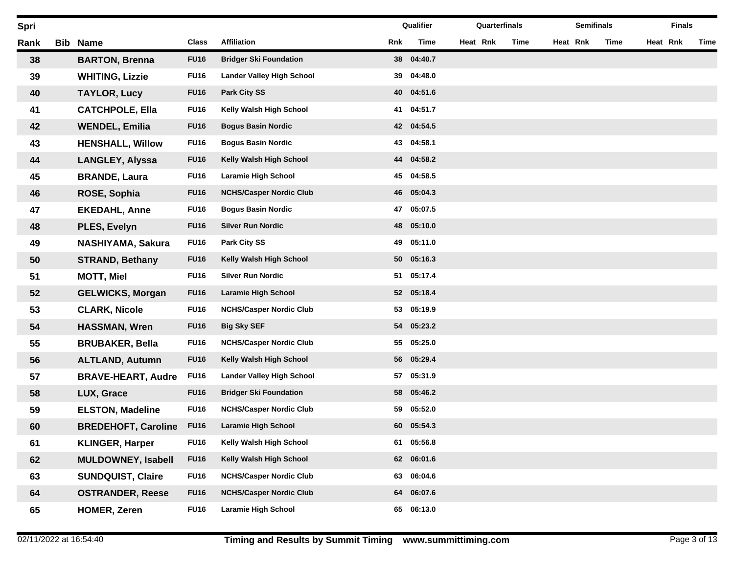| Spri | | | | | Qualifier | | Quarterfinals | | | Semifinals | | | Finals | | |
|---|---|---|---|---|---|---|---|---|---|---|---|---|---|---|---|
| Rank | Bib | Name | Class | Affiliation | Rnk | Time | Heat | Rnk | Time | Heat | Rnk | Time | Heat | Rnk | Time |
| 38 | | BARTON, Brenna | FU16 | Bridger Ski Foundation | 38 | 04:40.7 | | | | | | | | | |
| 39 | | WHITING, Lizzie | FU16 | Lander Valley High School | 39 | 04:48.0 | | | | | | | | | |
| 40 | | TAYLOR, Lucy | FU16 | Park City SS | 40 | 04:51.6 | | | | | | | | | |
| 41 | | CATCHPOLE, Ella | FU16 | Kelly Walsh High School | 41 | 04:51.7 | | | | | | | | | |
| 42 | | WENDEL, Emilia | FU16 | Bogus Basin Nordic | 42 | 04:54.5 | | | | | | | | | |
| 43 | | HENSHALL, Willow | FU16 | Bogus Basin Nordic | 43 | 04:58.1 | | | | | | | | | |
| 44 | | LANGLEY, Alyssa | FU16 | Kelly Walsh High School | 44 | 04:58.2 | | | | | | | | | |
| 45 | | BRANDE, Laura | FU16 | Laramie High School | 45 | 04:58.5 | | | | | | | | | |
| 46 | | ROSE, Sophia | FU16 | NCHS/Casper Nordic Club | 46 | 05:04.3 | | | | | | | | | |
| 47 | | EKEDAHL, Anne | FU16 | Bogus Basin Nordic | 47 | 05:07.5 | | | | | | | | | |
| 48 | | PLES, Evelyn | FU16 | Silver Run Nordic | 48 | 05:10.0 | | | | | | | | | |
| 49 | | NASHIYAMA, Sakura | FU16 | Park City SS | 49 | 05:11.0 | | | | | | | | | |
| 50 | | STRAND, Bethany | FU16 | Kelly Walsh High School | 50 | 05:16.3 | | | | | | | | | |
| 51 | | MOTT, Miel | FU16 | Silver Run Nordic | 51 | 05:17.4 | | | | | | | | | |
| 52 | | GELWICKS, Morgan | FU16 | Laramie High School | 52 | 05:18.4 | | | | | | | | | |
| 53 | | CLARK, Nicole | FU16 | NCHS/Casper Nordic Club | 53 | 05:19.9 | | | | | | | | | |
| 54 | | HASSMAN, Wren | FU16 | Big Sky SEF | 54 | 05:23.2 | | | | | | | | | |
| 55 | | BRUBAKER, Bella | FU16 | NCHS/Casper Nordic Club | 55 | 05:25.0 | | | | | | | | | |
| 56 | | ALTLAND, Autumn | FU16 | Kelly Walsh High School | 56 | 05:29.4 | | | | | | | | | |
| 57 | | BRAVE-HEART, Audre | FU16 | Lander Valley High School | 57 | 05:31.9 | | | | | | | | | |
| 58 | | LUX, Grace | FU16 | Bridger Ski Foundation | 58 | 05:46.2 | | | | | | | | | |
| 59 | | ELSTON, Madeline | FU16 | NCHS/Casper Nordic Club | 59 | 05:52.0 | | | | | | | | | |
| 60 | | BREDEHOFT, Caroline | FU16 | Laramie High School | 60 | 05:54.3 | | | | | | | | | |
| 61 | | KLINGER, Harper | FU16 | Kelly Walsh High School | 61 | 05:56.8 | | | | | | | | | |
| 62 | | MULDOWNEY, Isabell | FU16 | Kelly Walsh High School | 62 | 06:01.6 | | | | | | | | | |
| 63 | | SUNDQUIST, Claire | FU16 | NCHS/Casper Nordic Club | 63 | 06:04.6 | | | | | | | | | |
| 64 | | OSTRANDER, Reese | FU16 | NCHS/Casper Nordic Club | 64 | 06:07.6 | | | | | | | | | |
| 65 | | HOMER, Zeren | FU16 | Laramie High School | 65 | 06:13.0 | | | | | | | | | |

02/11/2022 at 16:54:40 **Timing and Results by Summit Timing www.summittiming.com**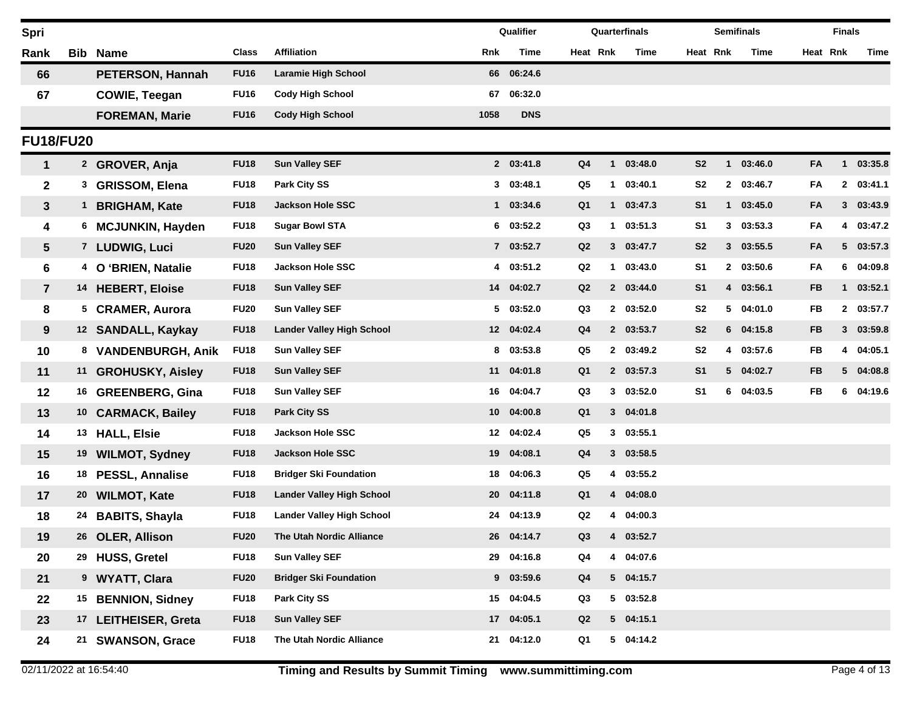| Spri | | | | | Qualifier | | Quarterfinals | | | Semifinals | | | Finals | | |
|---|---|---|---|---|---|---|---|---|---|---|---|---|---|---|---|
| Rank | Bib | Name | Class | Affiliation | Rnk | Time | Heat | Rnk | Time | Heat | Rnk | Time | Heat | Rnk | Time |
| 66 | | **PETERSON, Hannah** | FU16 | Laramie High School | 66 | 06:24.6 | | | | | | | | | |
| 67 | | **COWIE, Teegan** | FU16 | Cody High School | 67 | 06:32.0 | | | | | | | | | |
| | | **FOREMAN, Marie** | FU16 | Cody High School | 1058 | DNS | | | | | | | | | |
| **FU18/FU20** | | | | | | | | | | | | | | | |
| 1 | 2 | **GROVER, Anja** | FU18 | Sun Valley SEF | 2 | 03:41.8 | Q4 | 1 | 03:48.0 | S2 | 1 | 03:46.0 | FA | 1 | 03:35.8 |
| 2 | 3 | **GRISSOM, Elena** | FU18 | Park City SS | 3 | 03:48.1 | Q5 | 1 | 03:40.1 | S2 | 2 | 03:46.7 | FA | 2 | 03:41.1 |
| 3 | 1 | **BRIGHAM, Kate** | FU18 | Jackson Hole SSC | 1 | 03:34.6 | Q1 | 1 | 03:47.3 | S1 | 1 | 03:45.0 | FA | 3 | 03:43.9 |
| 4 | 6 | **MCJUNKIN, Hayden** | FU18 | Sugar Bowl STA | 6 | 03:52.2 | Q3 | 1 | 03:51.3 | S1 | 3 | 03:53.3 | FA | 4 | 03:47.2 |
| 5 | 7 | **LUDWIG, Luci** | FU20 | Sun Valley SEF | 7 | 03:52.7 | Q2 | 3 | 03:47.7 | S2 | 3 | 03:55.5 | FA | 5 | 03:57.3 |
| 6 | 4 | **O 'BRIEN, Natalie** | FU18 | Jackson Hole SSC | 4 | 03:51.2 | Q2 | 1 | 03:43.0 | S1 | 2 | 03:50.6 | FA | 6 | 04:09.8 |
| 7 | 14 | **HEBERT, Eloise** | FU18 | Sun Valley SEF | 14 | 04:02.7 | Q2 | 2 | 03:44.0 | S1 | 4 | 03:56.1 | FB | 1 | 03:52.1 |
| 8 | 5 | **CRAMER, Aurora** | FU20 | Sun Valley SEF | 5 | 03:52.0 | Q3 | 2 | 03:52.0 | S2 | 5 | 04:01.0 | FB | 2 | 03:57.7 |
| 9 | 12 | **SANDALL, Kaykay** | FU18 | Lander Valley High School | 12 | 04:02.4 | Q4 | 2 | 03:53.7 | S2 | 6 | 04:15.8 | FB | 3 | 03:59.8 |
| 10 | 8 | **VANDENBURGH, Anik** | FU18 | Sun Valley SEF | 8 | 03:53.8 | Q5 | 2 | 03:49.2 | S2 | 4 | 03:57.6 | FB | 4 | 04:05.1 |
| 11 | 11 | **GROHUSKY, Aisley** | FU18 | Sun Valley SEF | 11 | 04:01.8 | Q1 | 2 | 03:57.3 | S1 | 5 | 04:02.7 | FB | 5 | 04:08.8 |
| 12 | 16 | **GREENBERG, Gina** | FU18 | Sun Valley SEF | 16 | 04:04.7 | Q3 | 3 | 03:52.0 | S1 | 6 | 04:03.5 | FB | 6 | 04:19.6 |
| 13 | 10 | **CARMACK, Bailey** | FU18 | Park City SS | 10 | 04:00.8 | Q1 | 3 | 04:01.8 | | | | | | |
| 14 | 13 | **HALL, Elsie** | FU18 | Jackson Hole SSC | 12 | 04:02.4 | Q5 | 3 | 03:55.1 | | | | | | |
| 15 | 19 | **WILMOT, Sydney** | FU18 | Jackson Hole SSC | 19 | 04:08.1 | Q4 | 3 | 03:58.5 | | | | | | |
| 16 | 18 | **PESSL, Annalise** | FU18 | Bridger Ski Foundation | 18 | 04:06.3 | Q5 | 4 | 03:55.2 | | | | | | |
| 17 | 20 | **WILMOT, Kate** | FU18 | Lander Valley High School | 20 | 04:11.8 | Q1 | 4 | 04:08.0 | | | | | | |
| 18 | 24 | **BABITS, Shayla** | FU18 | Lander Valley High School | 24 | 04:13.9 | Q2 | 4 | 04:00.3 | | | | | | |
| 19 | 26 | **OLER, Allison** | FU20 | The Utah Nordic Alliance | 26 | 04:14.7 | Q3 | 4 | 03:52.7 | | | | | | |
| 20 | 29 | **HUSS, Gretel** | FU18 | Sun Valley SEF | 29 | 04:16.8 | Q4 | 4 | 04:07.6 | | | | | | |
| 21 | 9 | **WYATT, Clara** | FU20 | Bridger Ski Foundation | 9 | 03:59.6 | Q4 | 5 | 04:15.7 | | | | | | |
| 22 | 15 | **BENNION, Sidney** | FU18 | Park City SS | 15 | 04:04.5 | Q3 | 5 | 03:52.8 | | | | | | |
| 23 | 17 | **LEITHEISER, Greta** | FU18 | Sun Valley SEF | 17 | 04:05.1 | Q2 | 5 | 04:15.1 | | | | | | |
| 24 | 21 | **SWANSON, Grace** | FU18 | The Utah Nordic Alliance | 21 | 04:12.0 | Q1 | 5 | 04:14.2 | | | | | | |

02/11/2022 at 16:54:40 **Timing and Results by Summit Timing www.summittiming.com**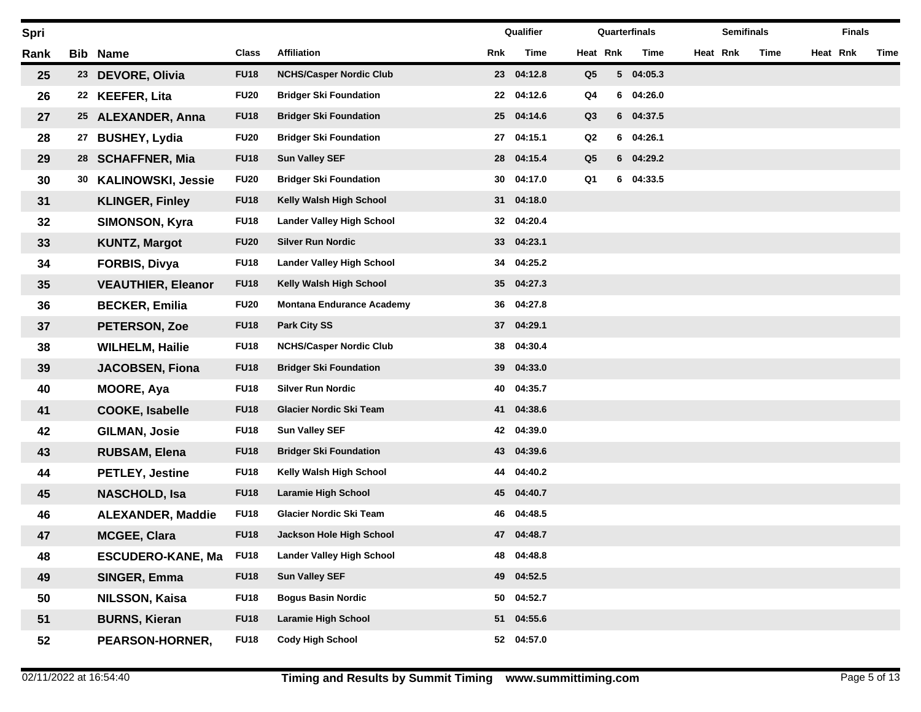| Spri | | | | | Qualifier | | Quarterfinals | | | Semifinals | | | Finals | | |
|---|---|---|---|---|---|---|---|---|---|---|---|---|---|---|---|
| Rank | Bib | Name | Class | Affiliation | Rnk | Time | Heat | Rnk | Time | Heat | Rnk | Time | Heat | Rnk | Time |
| 25 | 23 | DEVORE, Olivia | FU18 | NCHS/Casper Nordic Club | 23 | 04:12.8 | Q5 | 5 | 04:05.3 | | | | | | |
| 26 | 22 | KEEFER, Lita | FU20 | Bridger Ski Foundation | 22 | 04:12.6 | Q4 | 6 | 04:26.0 | | | | | | |
| 27 | 25 | ALEXANDER, Anna | FU18 | Bridger Ski Foundation | 25 | 04:14.6 | Q3 | 6 | 04:37.5 | | | | | | |
| 28 | 27 | BUSHEY, Lydia | FU20 | Bridger Ski Foundation | 27 | 04:15.1 | Q2 | 6 | 04:26.1 | | | | | | |
| 29 | 28 | SCHAFFNER, Mia | FU18 | Sun Valley SEF | 28 | 04:15.4 | Q5 | 6 | 04:29.2 | | | | | | |
| 30 | 30 | KALINOWSKI, Jessie | FU20 | Bridger Ski Foundation | 30 | 04:17.0 | Q1 | 6 | 04:33.5 | | | | | | |
| 31 | | KLINGER, Finley | FU18 | Kelly Walsh High School | 31 | 04:18.0 | | | | | | | | | |
| 32 | | SIMONSON, Kyra | FU18 | Lander Valley High School | 32 | 04:20.4 | | | | | | | | | |
| 33 | | KUNTZ, Margot | FU20 | Silver Run Nordic | 33 | 04:23.1 | | | | | | | | | |
| 34 | | FORBIS, Divya | FU18 | Lander Valley High School | 34 | 04:25.2 | | | | | | | | | |
| 35 | | VEAUTHIER, Eleanor | FU18 | Kelly Walsh High School | 35 | 04:27.3 | | | | | | | | | |
| 36 | | BECKER, Emilia | FU20 | Montana Endurance Academy | 36 | 04:27.8 | | | | | | | | | |
| 37 | | PETERSON, Zoe | FU18 | Park City SS | 37 | 04:29.1 | | | | | | | | | |
| 38 | | WILHELM, Hailie | FU18 | NCHS/Casper Nordic Club | 38 | 04:30.4 | | | | | | | | | |
| 39 | | JACOBSEN, Fiona | FU18 | Bridger Ski Foundation | 39 | 04:33.0 | | | | | | | | | |
| 40 | | MOORE, Aya | FU18 | Silver Run Nordic | 40 | 04:35.7 | | | | | | | | | |
| 41 | | COOKE, Isabelle | FU18 | Glacier Nordic Ski Team | 41 | 04:38.6 | | | | | | | | | |
| 42 | | GILMAN, Josie | FU18 | Sun Valley SEF | 42 | 04:39.0 | | | | | | | | | |
| 43 | | RUBSAM, Elena | FU18 | Bridger Ski Foundation | 43 | 04:39.6 | | | | | | | | | |
| 44 | | PETLEY, Jestine | FU18 | Kelly Walsh High School | 44 | 04:40.2 | | | | | | | | | |
| 45 | | NASCHOLD, Isa | FU18 | Laramie High School | 45 | 04:40.7 | | | | | | | | | |
| 46 | | ALEXANDER, Maddie | FU18 | Glacier Nordic Ski Team | 46 | 04:48.5 | | | | | | | | | |
| 47 | | MCGEE, Clara | FU18 | Jackson Hole High School | 47 | 04:48.7 | | | | | | | | | |
| 48 | | ESCUDERO-KANE, Ma | FU18 | Lander Valley High School | 48 | 04:48.8 | | | | | | | | | |
| 49 | | SINGER, Emma | FU18 | Sun Valley SEF | 49 | 04:52.5 | | | | | | | | | |
| 50 | | NILSSON, Kaisa | FU18 | Bogus Basin Nordic | 50 | 04:52.7 | | | | | | | | | |
| 51 | | BURNS, Kieran | FU18 | Laramie High School | 51 | 04:55.6 | | | | | | | | | |
| 52 | | PEARSON-HORNER, | FU18 | Cody High School | 52 | 04:57.0 | | | | | | | | | |

02/11/2022 at 16:54:40 Timing and Results by Summit Timing www.summittiming.com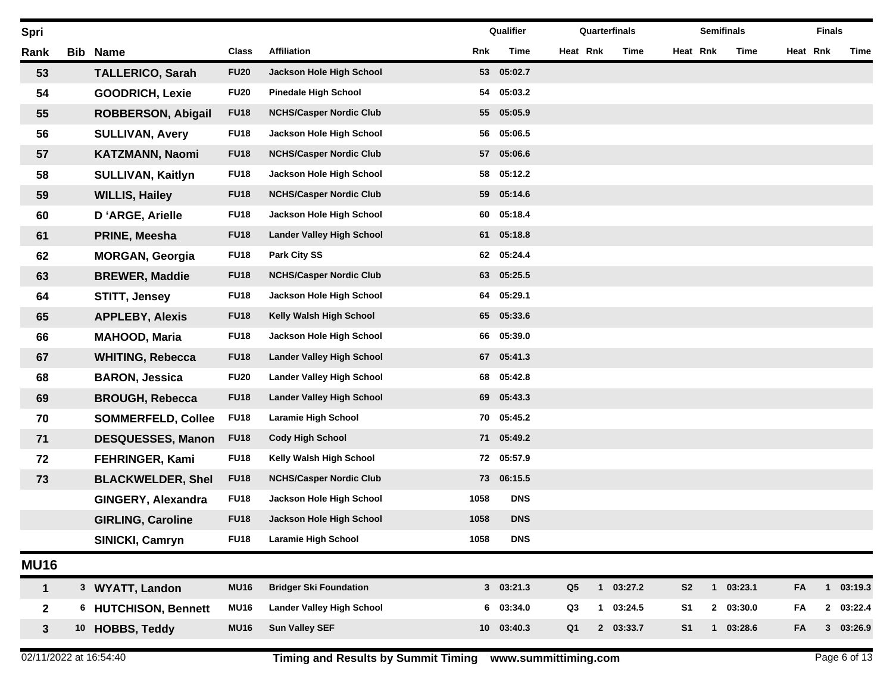| Spri | | | | | Qualifier | | Quarterfinals | | | Semifinals | | | Finals | | |
|---|---|---|---|---|---|---|---|---|---|---|---|---|---|---|---|
| Rank | Bib | Name | Class | Affiliation | Rnk | Time | Heat | Rnk | Time | Heat | Rnk | Time | Heat | Rnk | Time |
| 53 | | TALLERICO, Sarah | FU20 | Jackson Hole High School | 53 | 05:02.7 | | | | | | | | | |
| 54 | | GOODRICH, Lexie | FU20 | Pinedale High School | 54 | 05:03.2 | | | | | | | | | |
| 55 | | ROBBERSON, Abigail | FU18 | NCHS/Casper Nordic Club | 55 | 05:05.9 | | | | | | | | | |
| 56 | | SULLIVAN, Avery | FU18 | Jackson Hole High School | 56 | 05:06.5 | | | | | | | | | |
| 57 | | KATZMANN, Naomi | FU18 | NCHS/Casper Nordic Club | 57 | 05:06.6 | | | | | | | | | |
| 58 | | SULLIVAN, Kaitlyn | FU18 | Jackson Hole High School | 58 | 05:12.2 | | | | | | | | | |
| 59 | | WILLIS, Hailey | FU18 | NCHS/Casper Nordic Club | 59 | 05:14.6 | | | | | | | | | |
| 60 | | D ‘ARGE, Arielle | FU18 | Jackson Hole High School | 60 | 05:18.4 | | | | | | | | | |
| 61 | | PRINE, Meesha | FU18 | Lander Valley High School | 61 | 05:18.8 | | | | | | | | | |
| 62 | | MORGAN, Georgia | FU18 | Park City SS | 62 | 05:24.4 | | | | | | | | | |
| 63 | | BREWER, Maddie | FU18 | NCHS/Casper Nordic Club | 63 | 05:25.5 | | | | | | | | | |
| 64 | | STITT, Jensey | FU18 | Jackson Hole High School | 64 | 05:29.1 | | | | | | | | | |
| 65 | | APPLEBY, Alexis | FU18 | Kelly Walsh High School | 65 | 05:33.6 | | | | | | | | | |
| 66 | | MAHOOD, Maria | FU18 | Jackson Hole High School | 66 | 05:39.0 | | | | | | | | | |
| 67 | | WHITING, Rebecca | FU18 | Lander Valley High School | 67 | 05:41.3 | | | | | | | | | |
| 68 | | BARON, Jessica | FU20 | Lander Valley High School | 68 | 05:42.8 | | | | | | | | | |
| 69 | | BROUGH, Rebecca | FU18 | Lander Valley High School | 69 | 05:43.3 | | | | | | | | | |
| 70 | | SOMMERFELD, Collee | FU18 | Laramie High School | 70 | 05:45.2 | | | | | | | | | |
| 71 | | DESQUESSES, Manon | FU18 | Cody High School | 71 | 05:49.2 | | | | | | | | | |
| 72 | | FEHRINGER, Kami | FU18 | Kelly Walsh High School | 72 | 05:57.9 | | | | | | | | | |
| 73 | | BLACKWELDER, Shel | FU18 | NCHS/Casper Nordic Club | 73 | 06:15.5 | | | | | | | | | |
| | | GINGERY, Alexandra | FU18 | Jackson Hole High School | 1058 | DNS | | | | | | | | | |
| | | GIRLING, Caroline | FU18 | Jackson Hole High School | 1058 | DNS | | | | | | | | | |
| | | SINICKI, Camryn | FU18 | Laramie High School | 1058 | DNS | | | | | | | | | |

## MU16

| Rank | Bib | Name | Class | Affiliation | Rnk | Time | Heat | Rnk | Time | Heat | Rnk | Time | Heat | Rnk | Time |
|---|---|---|---|---|---|---|---|---|---|---|---|---|---|---|---|
| 1 | 3 | WYATT, Landon | MU16 | Bridger Ski Foundation | 3 | 03:21.3 | Q5 | 1 | 03:27.2 | S2 | 1 | 03:23.1 | FA | 1 | 03:19.3 |
| 2 | 6 | HUTCHISON, Bennett | MU16 | Lander Valley High School | 6 | 03:34.0 | Q3 | 1 | 03:24.5 | S1 | 2 | 03:30.0 | FA | 2 | 03:22.4 |
| 3 | 10 | HOBBS, Teddy | MU16 | Sun Valley SEF | 10 | 03:40.3 | Q1 | 2 | 03:33.7 | S1 | 1 | 03:28.6 | FA | 3 | 03:26.9 |

02/11/2022 at 16:54:40 — Timing and Results by Summit Timing www.summittiming.com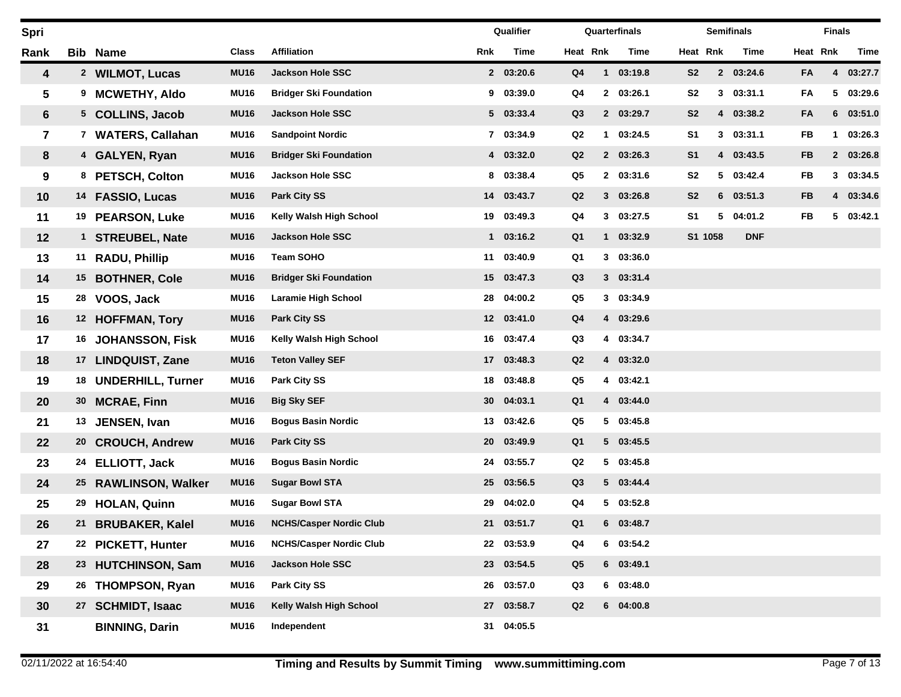| Spri | | | | | Qualifier | | Quarterfinals | | | Semifinals | | | Finals | | |
|---|---|---|---|---|---|---|---|---|---|---|---|---|---|---|---|
| Rank | Bib | Name | Class | Affiliation | Rnk | Time | Heat | Rnk | Time | Heat | Rnk | Time | Heat | Rnk | Time |
| 4 | 2 | WILMOT, Lucas | MU16 | Jackson Hole SSC | 2 | 03:20.6 | Q4 | 1 | 03:19.8 | S2 | 2 | 03:24.6 | FA | 4 | 03:27.7 |
| 5 | 9 | MCWETHY, Aldo | MU16 | Bridger Ski Foundation | 9 | 03:39.0 | Q4 | 2 | 03:26.1 | S2 | 3 | 03:31.1 | FA | 5 | 03:29.6 |
| 6 | 5 | COLLINS, Jacob | MU16 | Jackson Hole SSC | 5 | 03:33.4 | Q3 | 2 | 03:29.7 | S2 | 4 | 03:38.2 | FA | 6 | 03:51.0 |
| 7 | 7 | WATERS, Callahan | MU16 | Sandpoint Nordic | 7 | 03:34.9 | Q2 | 1 | 03:24.5 | S1 | 3 | 03:31.1 | FB | 1 | 03:26.3 |
| 8 | 4 | GALYEN, Ryan | MU16 | Bridger Ski Foundation | 4 | 03:32.0 | Q2 | 2 | 03:26.3 | S1 | 4 | 03:43.5 | FB | 2 | 03:26.8 |
| 9 | 8 | PETSCH, Colton | MU16 | Jackson Hole SSC | 8 | 03:38.4 | Q5 | 2 | 03:31.6 | S2 | 5 | 03:42.4 | FB | 3 | 03:34.5 |
| 10 | 14 | FASSIO, Lucas | MU16 | Park City SS | 14 | 03:43.7 | Q2 | 3 | 03:26.8 | S2 | 6 | 03:51.3 | FB | 4 | 03:34.6 |
| 11 | 19 | PEARSON, Luke | MU16 | Kelly Walsh High School | 19 | 03:49.3 | Q4 | 3 | 03:27.5 | S1 | 5 | 04:01.2 | FB | 5 | 03:42.1 |
| 12 | 1 | STREUBEL, Nate | MU16 | Jackson Hole SSC | 1 | 03:16.2 | Q1 | 1 | 03:32.9 | S1 | 1058 | DNF | | | |
| 13 | 11 | RADU, Phillip | MU16 | Team SOHO | 11 | 03:40.9 | Q1 | 3 | 03:36.0 | | | | | | |
| 14 | 15 | BOTHNER, Cole | MU16 | Bridger Ski Foundation | 15 | 03:47.3 | Q3 | 3 | 03:31.4 | | | | | | |
| 15 | 28 | VOOS, Jack | MU16 | Laramie High School | 28 | 04:00.2 | Q5 | 3 | 03:34.9 | | | | | | |
| 16 | 12 | HOFFMAN, Tory | MU16 | Park City SS | 12 | 03:41.0 | Q4 | 4 | 03:29.6 | | | | | | |
| 17 | 16 | JOHANSSON, Fisk | MU16 | Kelly Walsh High School | 16 | 03:47.4 | Q3 | 4 | 03:34.7 | | | | | | |
| 18 | 17 | LINDQUIST, Zane | MU16 | Teton Valley SEF | 17 | 03:48.3 | Q2 | 4 | 03:32.0 | | | | | | |
| 19 | 18 | UNDERHILL, Turner | MU16 | Park City SS | 18 | 03:48.8 | Q5 | 4 | 03:42.1 | | | | | | |
| 20 | 30 | MCRAE, Finn | MU16 | Big Sky SEF | 30 | 04:03.1 | Q1 | 4 | 03:44.0 | | | | | | |
| 21 | 13 | JENSEN, Ivan | MU16 | Bogus Basin Nordic | 13 | 03:42.6 | Q5 | 5 | 03:45.8 | | | | | | |
| 22 | 20 | CROUCH, Andrew | MU16 | Park City SS | 20 | 03:49.9 | Q1 | 5 | 03:45.5 | | | | | | |
| 23 | 24 | ELLIOTT, Jack | MU16 | Bogus Basin Nordic | 24 | 03:55.7 | Q2 | 5 | 03:45.8 | | | | | | |
| 24 | 25 | RAWLINSON, Walker | MU16 | Sugar Bowl STA | 25 | 03:56.5 | Q3 | 5 | 03:44.4 | | | | | | |
| 25 | 29 | HOLAN, Quinn | MU16 | Sugar Bowl STA | 29 | 04:02.0 | Q4 | 5 | 03:52.8 | | | | | | |
| 26 | 21 | BRUBAKER, Kalel | MU16 | NCHS/Casper Nordic Club | 21 | 03:51.7 | Q1 | 6 | 03:48.7 | | | | | | |
| 27 | 22 | PICKETT, Hunter | MU16 | NCHS/Casper Nordic Club | 22 | 03:53.9 | Q4 | 6 | 03:54.2 | | | | | | |
| 28 | 23 | HUTCHINSON, Sam | MU16 | Jackson Hole SSC | 23 | 03:54.5 | Q5 | 6 | 03:49.1 | | | | | | |
| 29 | 26 | THOMPSON, Ryan | MU16 | Park City SS | 26 | 03:57.0 | Q3 | 6 | 03:48.0 | | | | | | |
| 30 | 27 | SCHMIDT, Isaac | MU16 | Kelly Walsh High School | 27 | 03:58.7 | Q2 | 6 | 04:00.8 | | | | | | |
| 31 | | BINNING, Darin | MU16 | Independent | 31 | 04:05.5 | | | | | | | | | |

02/11/2022 at 16:54:40 Timing and Results by Summit Timing www.summittiming.com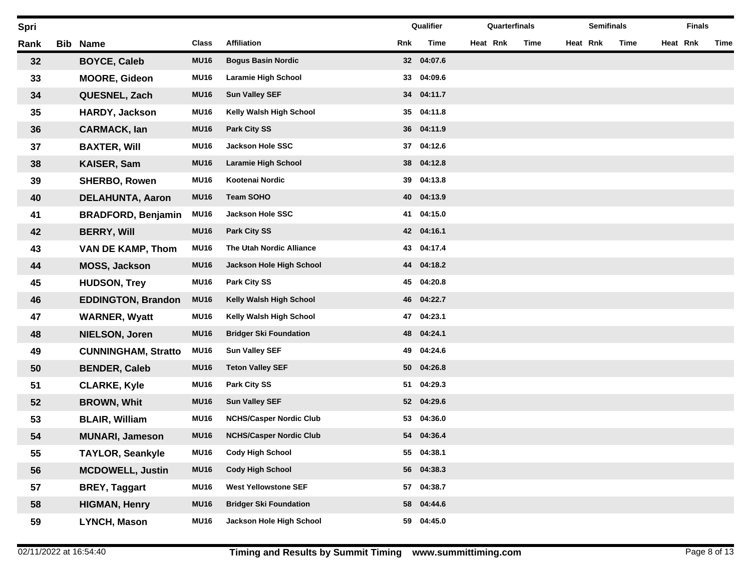| Spri | | | | | Qualifier | | Quarterfinals | | | Semifinals | | | Finals | | |
|---|---|---|---|---|---|---|---|---|---|---|---|---|---|---|---|
| Rank | Bib | Name | Class | Affiliation | Rnk | Time | Heat | Rnk | Time | Heat | Rnk | Time | Heat | Rnk | Time |
| 32 | | BOYCE, Caleb | MU16 | Bogus Basin Nordic | 32 | 04:07.6 | | | | | | | | | |
| 33 | | MOORE, Gideon | MU16 | Laramie High School | 33 | 04:09.6 | | | | | | | | | |
| 34 | | QUESNEL, Zach | MU16 | Sun Valley SEF | 34 | 04:11.7 | | | | | | | | | |
| 35 | | HARDY, Jackson | MU16 | Kelly Walsh High School | 35 | 04:11.8 | | | | | | | | | |
| 36 | | CARMACK, Ian | MU16 | Park City SS | 36 | 04:11.9 | | | | | | | | | |
| 37 | | BAXTER, Will | MU16 | Jackson Hole SSC | 37 | 04:12.6 | | | | | | | | | |
| 38 | | KAISER, Sam | MU16 | Laramie High School | 38 | 04:12.8 | | | | | | | | | |
| 39 | | SHERBO, Rowen | MU16 | Kootenai Nordic | 39 | 04:13.8 | | | | | | | | | |
| 40 | | DELAHUNTA, Aaron | MU16 | Team SOHO | 40 | 04:13.9 | | | | | | | | | |
| 41 | | BRADFORD, Benjamin | MU16 | Jackson Hole SSC | 41 | 04:15.0 | | | | | | | | | |
| 42 | | BERRY, Will | MU16 | Park City SS | 42 | 04:16.1 | | | | | | | | | |
| 43 | | VAN DE KAMP, Thom | MU16 | The Utah Nordic Alliance | 43 | 04:17.4 | | | | | | | | | |
| 44 | | MOSS, Jackson | MU16 | Jackson Hole High School | 44 | 04:18.2 | | | | | | | | | |
| 45 | | HUDSON, Trey | MU16 | Park City SS | 45 | 04:20.8 | | | | | | | | | |
| 46 | | EDDINGTON, Brandon | MU16 | Kelly Walsh High School | 46 | 04:22.7 | | | | | | | | | |
| 47 | | WARNER, Wyatt | MU16 | Kelly Walsh High School | 47 | 04:23.1 | | | | | | | | | |
| 48 | | NIELSON, Joren | MU16 | Bridger Ski Foundation | 48 | 04:24.1 | | | | | | | | | |
| 49 | | CUNNINGHAM, Stratto | MU16 | Sun Valley SEF | 49 | 04:24.6 | | | | | | | | | |
| 50 | | BENDER, Caleb | MU16 | Teton Valley SEF | 50 | 04:26.8 | | | | | | | | | |
| 51 | | CLARKE, Kyle | MU16 | Park City SS | 51 | 04:29.3 | | | | | | | | | |
| 52 | | BROWN, Whit | MU16 | Sun Valley SEF | 52 | 04:29.6 | | | | | | | | | |
| 53 | | BLAIR, William | MU16 | NCHS/Casper Nordic Club | 53 | 04:36.0 | | | | | | | | | |
| 54 | | MUNARI, Jameson | MU16 | NCHS/Casper Nordic Club | 54 | 04:36.4 | | | | | | | | | |
| 55 | | TAYLOR, Seankyle | MU16 | Cody High School | 55 | 04:38.1 | | | | | | | | | |
| 56 | | MCDOWELL, Justin | MU16 | Cody High School | 56 | 04:38.3 | | | | | | | | | |
| 57 | | BREY, Taggart | MU16 | West Yellowstone SEF | 57 | 04:38.7 | | | | | | | | | |
| 58 | | HIGMAN, Henry | MU16 | Bridger Ski Foundation | 58 | 04:44.6 | | | | | | | | | |
| 59 | | LYNCH, Mason | MU16 | Jackson Hole High School | 59 | 04:45.0 | | | | | | | | | |

02/11/2022 at 16:54:40 — Timing and Results by Summit Timing www.summittiming.com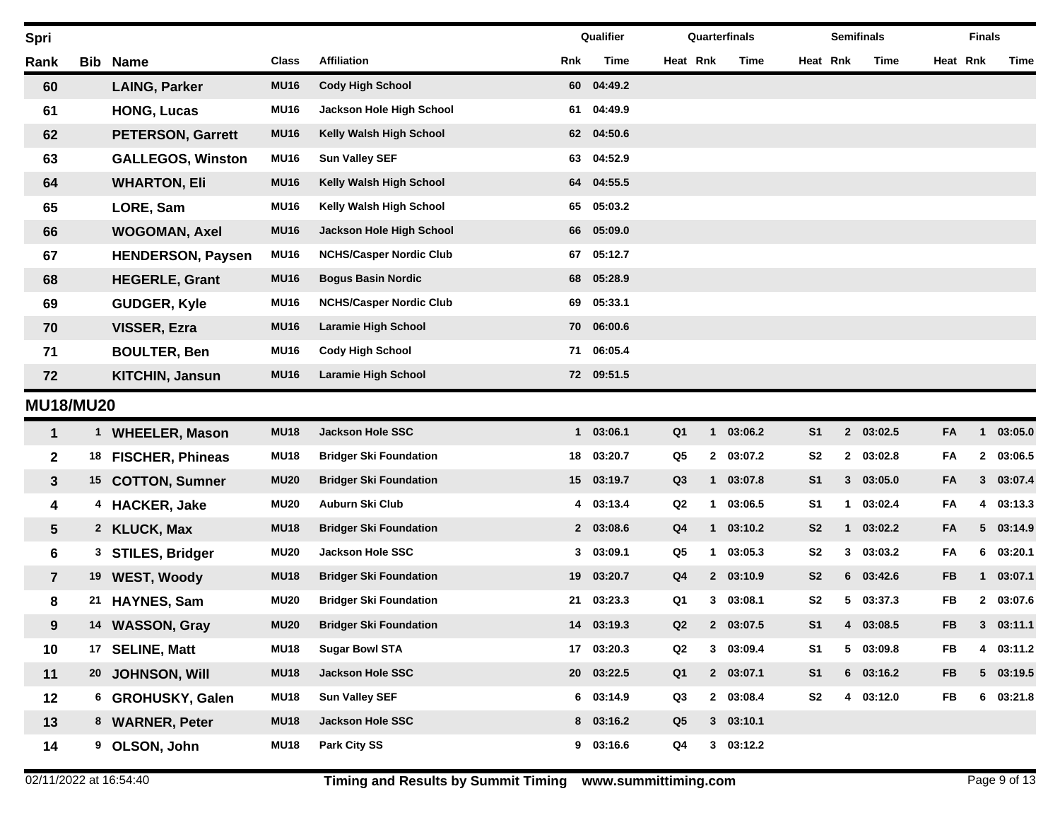| Spri | | | | | Qualifier | | Quarterfinals | | | Semifinals | | | Finals | | |
|---|---|---|---|---|---|---|---|---|---|---|---|---|---|---|---|
| Rank | Bib | Name | Class | Affiliation | Rnk | Time | Heat | Rnk | Time | Heat | Rnk | Time | Heat | Rnk | Time |
| 60 | | LAING, Parker | MU16 | Cody High School | 60 | 04:49.2 | | | | | | | | | |
| 61 | | HONG, Lucas | MU16 | Jackson Hole High School | 61 | 04:49.9 | | | | | | | | | |
| 62 | | PETERSON, Garrett | MU16 | Kelly Walsh High School | 62 | 04:50.6 | | | | | | | | | |
| 63 | | GALLEGOS, Winston | MU16 | Sun Valley SEF | 63 | 04:52.9 | | | | | | | | | |
| 64 | | WHARTON, Eli | MU16 | Kelly Walsh High School | 64 | 04:55.5 | | | | | | | | | |
| 65 | | LORE, Sam | MU16 | Kelly Walsh High School | 65 | 05:03.2 | | | | | | | | | |
| 66 | | WOGOMAN, Axel | MU16 | Jackson Hole High School | 66 | 05:09.0 | | | | | | | | | |
| 67 | | HENDERSON, Paysen | MU16 | NCHS/Casper Nordic Club | 67 | 05:12.7 | | | | | | | | | |
| 68 | | HEGERLE, Grant | MU16 | Bogus Basin Nordic | 68 | 05:28.9 | | | | | | | | | |
| 69 | | GUDGER, Kyle | MU16 | NCHS/Casper Nordic Club | 69 | 05:33.1 | | | | | | | | | |
| 70 | | VISSER, Ezra | MU16 | Laramie High School | 70 | 06:00.6 | | | | | | | | | |
| 71 | | BOULTER, Ben | MU16 | Cody High School | 71 | 06:05.4 | | | | | | | | | |
| 72 | | KITCHIN, Jansun | MU16 | Laramie High School | 72 | 09:51.5 | | | | | | | | | |

## MU18/MU20

| Rank | Bib | Name | Class | Affiliation | Rnk | Time | Heat | Rnk | Time | Heat | Rnk | Time | Heat | Rnk | Time |
|---|---|---|---|---|---|---|---|---|---|---|---|---|---|---|---|
| 1 | 1 | WHEELER, Mason | MU18 | Jackson Hole SSC | 1 | 03:06.1 | Q1 | 1 | 03:06.2 | S1 | 2 | 03:02.5 | FA | 1 | 03:05.0 |
| 2 | 18 | FISCHER, Phineas | MU18 | Bridger Ski Foundation | 18 | 03:20.7 | Q5 | 2 | 03:07.2 | S2 | 2 | 03:02.8 | FA | 2 | 03:06.5 |
| 3 | 15 | COTTON, Sumner | MU20 | Bridger Ski Foundation | 15 | 03:19.7 | Q3 | 1 | 03:07.8 | S1 | 3 | 03:05.0 | FA | 3 | 03:07.4 |
| 4 | 4 | HACKER, Jake | MU20 | Auburn Ski Club | 4 | 03:13.4 | Q2 | 1 | 03:06.5 | S1 | 1 | 03:02.4 | FA | 4 | 03:13.3 |
| 5 | 2 | KLUCK, Max | MU18 | Bridger Ski Foundation | 2 | 03:08.6 | Q4 | 1 | 03:10.2 | S2 | 1 | 03:02.2 | FA | 5 | 03:14.9 |
| 6 | 3 | STILES, Bridger | MU20 | Jackson Hole SSC | 3 | 03:09.1 | Q5 | 1 | 03:05.3 | S2 | 3 | 03:03.2 | FA | 6 | 03:20.1 |
| 7 | 19 | WEST, Woody | MU18 | Bridger Ski Foundation | 19 | 03:20.7 | Q4 | 2 | 03:10.9 | S2 | 6 | 03:42.6 | FB | 1 | 03:07.1 |
| 8 | 21 | HAYNES, Sam | MU20 | Bridger Ski Foundation | 21 | 03:23.3 | Q1 | 3 | 03:08.1 | S2 | 5 | 03:37.3 | FB | 2 | 03:07.6 |
| 9 | 14 | WASSON, Gray | MU20 | Bridger Ski Foundation | 14 | 03:19.3 | Q2 | 2 | 03:07.5 | S1 | 4 | 03:08.5 | FB | 3 | 03:11.1 |
| 10 | 17 | SELINE, Matt | MU18 | Sugar Bowl STA | 17 | 03:20.3 | Q2 | 3 | 03:09.4 | S1 | 5 | 03:09.8 | FB | 4 | 03:11.2 |
| 11 | 20 | JOHNSON, Will | MU18 | Jackson Hole SSC | 20 | 03:22.5 | Q1 | 2 | 03:07.1 | S1 | 6 | 03:16.2 | FB | 5 | 03:19.5 |
| 12 | 6 | GROHUSKY, Galen | MU18 | Sun Valley SEF | 6 | 03:14.9 | Q3 | 2 | 03:08.4 | S2 | 4 | 03:12.0 | FB | 6 | 03:21.8 |
| 13 | 8 | WARNER, Peter | MU18 | Jackson Hole SSC | 8 | 03:16.2 | Q5 | 3 | 03:10.1 | | | | | | |
| 14 | 9 | OLSON, John | MU18 | Park City SS | 9 | 03:16.6 | Q4 | 3 | 03:12.2 | | | | | | |

02/11/2022 at 16:54:40 — Timing and Results by Summit Timing www.summittiming.com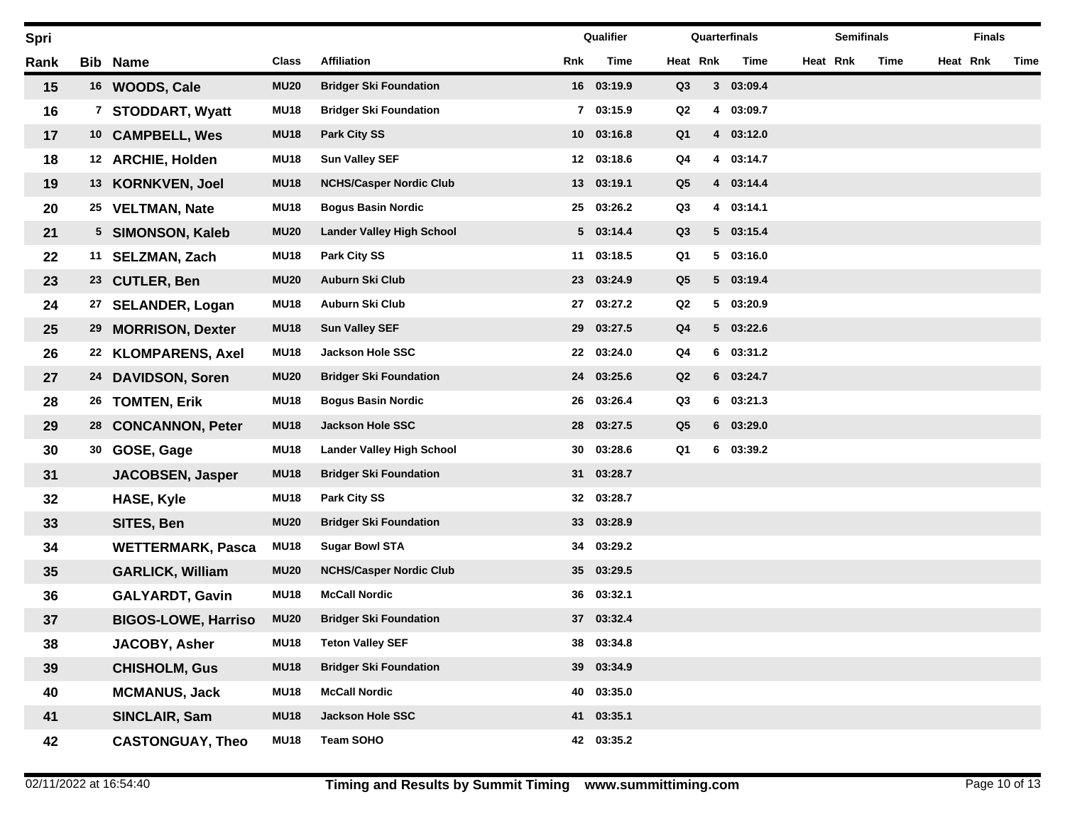| Spri | | | | | Qualifier | | Quarterfinals | | | Semifinals | | | Finals | | |
|---|---|---|---|---|---|---|---|---|---|---|---|---|---|---|---|
| Rank | Bib | Name | Class | Affiliation | Rnk | Time | Heat | Rnk | Time | Heat | Rnk | Time | Heat | Rnk | Time |
| 15 | 16 | WOODS, Cale | MU20 | Bridger Ski Foundation | 16 | 03:19.9 | Q3 | 3 | 03:09.4 | | | | | | |
| 16 | 7 | STODDART, Wyatt | MU18 | Bridger Ski Foundation | 7 | 03:15.9 | Q2 | 4 | 03:09.7 | | | | | | |
| 17 | 10 | CAMPBELL, Wes | MU18 | Park City SS | 10 | 03:16.8 | Q1 | 4 | 03:12.0 | | | | | | |
| 18 | 12 | ARCHIE, Holden | MU18 | Sun Valley SEF | 12 | 03:18.6 | Q4 | 4 | 03:14.7 | | | | | | |
| 19 | 13 | KORNKVEN, Joel | MU18 | NCHS/Casper Nordic Club | 13 | 03:19.1 | Q5 | 4 | 03:14.4 | | | | | | |
| 20 | 25 | VELTMAN, Nate | MU18 | Bogus Basin Nordic | 25 | 03:26.2 | Q3 | 4 | 03:14.1 | | | | | | |
| 21 | 5 | SIMONSON, Kaleb | MU20 | Lander Valley High School | 5 | 03:14.4 | Q3 | 5 | 03:15.4 | | | | | | |
| 22 | 11 | SELZMAN, Zach | MU18 | Park City SS | 11 | 03:18.5 | Q1 | 5 | 03:16.0 | | | | | | |
| 23 | 23 | CUTLER, Ben | MU20 | Auburn Ski Club | 23 | 03:24.9 | Q5 | 5 | 03:19.4 | | | | | | |
| 24 | 27 | SELANDER, Logan | MU18 | Auburn Ski Club | 27 | 03:27.2 | Q2 | 5 | 03:20.9 | | | | | | |
| 25 | 29 | MORRISON, Dexter | MU18 | Sun Valley SEF | 29 | 03:27.5 | Q4 | 5 | 03:22.6 | | | | | | |
| 26 | 22 | KLOMPARENS, Axel | MU18 | Jackson Hole SSC | 22 | 03:24.0 | Q4 | 6 | 03:31.2 | | | | | | |
| 27 | 24 | DAVIDSON, Soren | MU20 | Bridger Ski Foundation | 24 | 03:25.6 | Q2 | 6 | 03:24.7 | | | | | | |
| 28 | 26 | TOMTEN, Erik | MU18 | Bogus Basin Nordic | 26 | 03:26.4 | Q3 | 6 | 03:21.3 | | | | | | |
| 29 | 28 | CONCANNON, Peter | MU18 | Jackson Hole SSC | 28 | 03:27.5 | Q5 | 6 | 03:29.0 | | | | | | |
| 30 | 30 | GOSE, Gage | MU18 | Lander Valley High School | 30 | 03:28.6 | Q1 | 6 | 03:39.2 | | | | | | |
| 31 | | JACOBSEN, Jasper | MU18 | Bridger Ski Foundation | 31 | 03:28.7 | | | | | | | | | |
| 32 | | HASE, Kyle | MU18 | Park City SS | 32 | 03:28.7 | | | | | | | | | |
| 33 | | SITES, Ben | MU20 | Bridger Ski Foundation | 33 | 03:28.9 | | | | | | | | | |
| 34 | | WETTERMARK, Pasca | MU18 | Sugar Bowl STA | 34 | 03:29.2 | | | | | | | | | |
| 35 | | GARLICK, William | MU20 | NCHS/Casper Nordic Club | 35 | 03:29.5 | | | | | | | | | |
| 36 | | GALYARDT, Gavin | MU18 | McCall Nordic | 36 | 03:32.1 | | | | | | | | | |
| 37 | | BIGOS-LOWE, Harriso | MU20 | Bridger Ski Foundation | 37 | 03:32.4 | | | | | | | | | |
| 38 | | JACOBY, Asher | MU18 | Teton Valley SEF | 38 | 03:34.8 | | | | | | | | | |
| 39 | | CHISHOLM, Gus | MU18 | Bridger Ski Foundation | 39 | 03:34.9 | | | | | | | | | |
| 40 | | MCMANUS, Jack | MU18 | McCall Nordic | 40 | 03:35.0 | | | | | | | | | |
| 41 | | SINCLAIR, Sam | MU18 | Jackson Hole SSC | 41 | 03:35.1 | | | | | | | | | |
| 42 | | CASTONGUAY, Theo | MU18 | Team SOHO | 42 | 03:35.2 | | | | | | | | | |

02/11/2022 at 16:54:40 Timing and Results by Summit Timing www.summittiming.com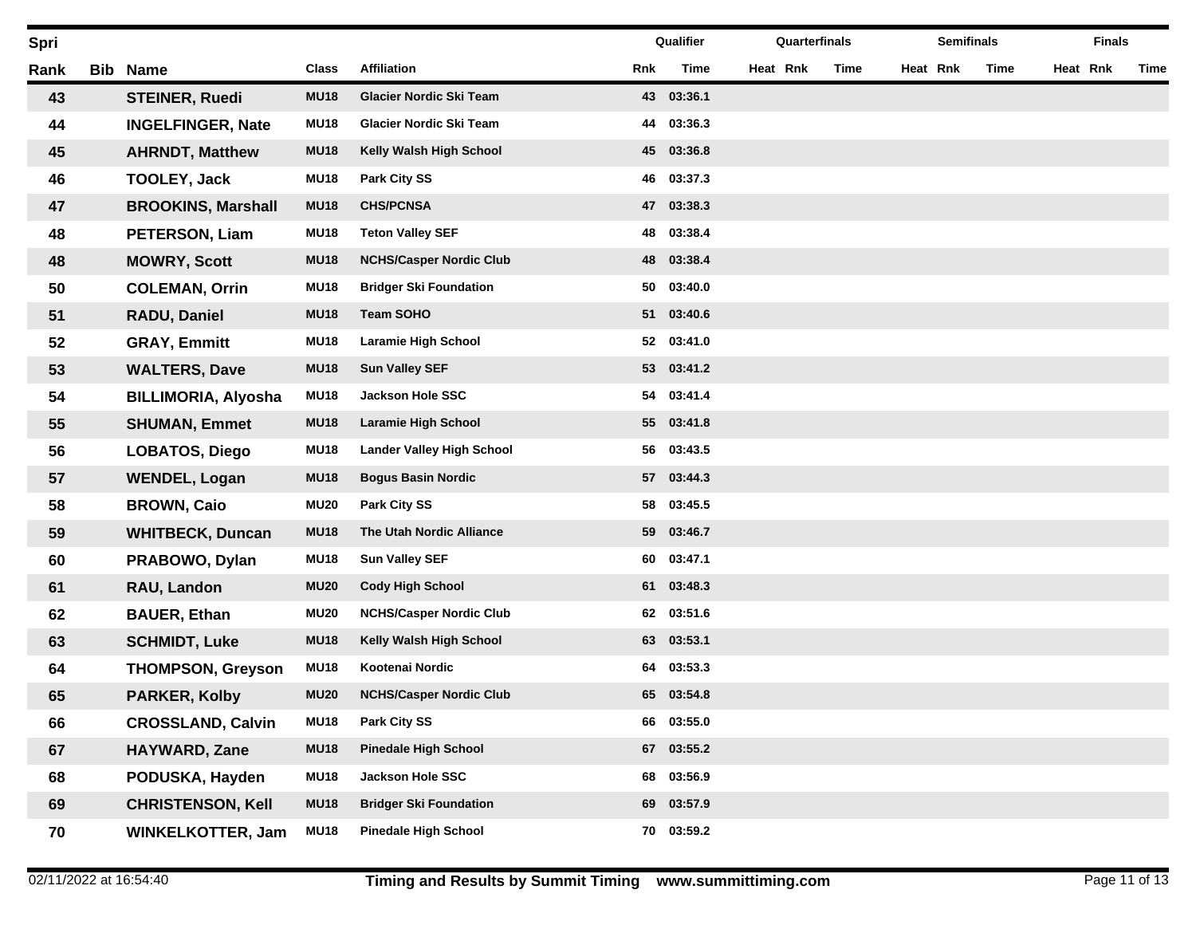| Spri | | | | | Qualifier | | Quarterfinals | | | Semifinals | | | Finals | | |
|---|---|---|---|---|---|---|---|---|---|---|---|---|---|---|---|
| Rank | Bib | Name | Class | Affiliation | Rnk | Time | Heat | Rnk | Time | Heat | Rnk | Time | Heat | Rnk | Time |
| 43 | | STEINER, Ruedi | MU18 | Glacier Nordic Ski Team | 43 | 03:36.1 | | | | | | | | | |
| 44 | | INGELFINGER, Nate | MU18 | Glacier Nordic Ski Team | 44 | 03:36.3 | | | | | | | | | |
| 45 | | AHRNDT, Matthew | MU18 | Kelly Walsh High School | 45 | 03:36.8 | | | | | | | | | |
| 46 | | TOOLEY, Jack | MU18 | Park City SS | 46 | 03:37.3 | | | | | | | | | |
| 47 | | BROOKINS, Marshall | MU18 | CHS/PCNSA | 47 | 03:38.3 | | | | | | | | | |
| 48 | | PETERSON, Liam | MU18 | Teton Valley SEF | 48 | 03:38.4 | | | | | | | | | |
| 48 | | MOWRY, Scott | MU18 | NCHS/Casper Nordic Club | 48 | 03:38.4 | | | | | | | | | |
| 50 | | COLEMAN, Orrin | MU18 | Bridger Ski Foundation | 50 | 03:40.0 | | | | | | | | | |
| 51 | | RADU, Daniel | MU18 | Team SOHO | 51 | 03:40.6 | | | | | | | | | |
| 52 | | GRAY, Emmitt | MU18 | Laramie High School | 52 | 03:41.0 | | | | | | | | | |
| 53 | | WALTERS, Dave | MU18 | Sun Valley SEF | 53 | 03:41.2 | | | | | | | | | |
| 54 | | BILLIMORIA, Alyosha | MU18 | Jackson Hole SSC | 54 | 03:41.4 | | | | | | | | | |
| 55 | | SHUMAN, Emmet | MU18 | Laramie High School | 55 | 03:41.8 | | | | | | | | | |
| 56 | | LOBATOS, Diego | MU18 | Lander Valley High School | 56 | 03:43.5 | | | | | | | | | |
| 57 | | WENDEL, Logan | MU18 | Bogus Basin Nordic | 57 | 03:44.3 | | | | | | | | | |
| 58 | | BROWN, Caio | MU20 | Park City SS | 58 | 03:45.5 | | | | | | | | | |
| 59 | | WHITBECK, Duncan | MU18 | The Utah Nordic Alliance | 59 | 03:46.7 | | | | | | | | | |
| 60 | | PRABOWO, Dylan | MU18 | Sun Valley SEF | 60 | 03:47.1 | | | | | | | | | |
| 61 | | RAU, Landon | MU20 | Cody High School | 61 | 03:48.3 | | | | | | | | | |
| 62 | | BAUER, Ethan | MU20 | NCHS/Casper Nordic Club | 62 | 03:51.6 | | | | | | | | | |
| 63 | | SCHMIDT, Luke | MU18 | Kelly Walsh High School | 63 | 03:53.1 | | | | | | | | | |
| 64 | | THOMPSON, Greyson | MU18 | Kootenai Nordic | 64 | 03:53.3 | | | | | | | | | |
| 65 | | PARKER, Kolby | MU20 | NCHS/Casper Nordic Club | 65 | 03:54.8 | | | | | | | | | |
| 66 | | CROSSLAND, Calvin | MU18 | Park City SS | 66 | 03:55.0 | | | | | | | | | |
| 67 | | HAYWARD, Zane | MU18 | Pinedale High School | 67 | 03:55.2 | | | | | | | | | |
| 68 | | PODUSKA, Hayden | MU18 | Jackson Hole SSC | 68 | 03:56.9 | | | | | | | | | |
| 69 | | CHRISTENSON, Kell | MU18 | Bridger Ski Foundation | 69 | 03:57.9 | | | | | | | | | |
| 70 | | WINKELKOTTER, Jam | MU18 | Pinedale High School | 70 | 03:59.2 | | | | | | | | | |

02/11/2022 at 16:54:40 — Timing and Results by Summit Timing www.summittiming.com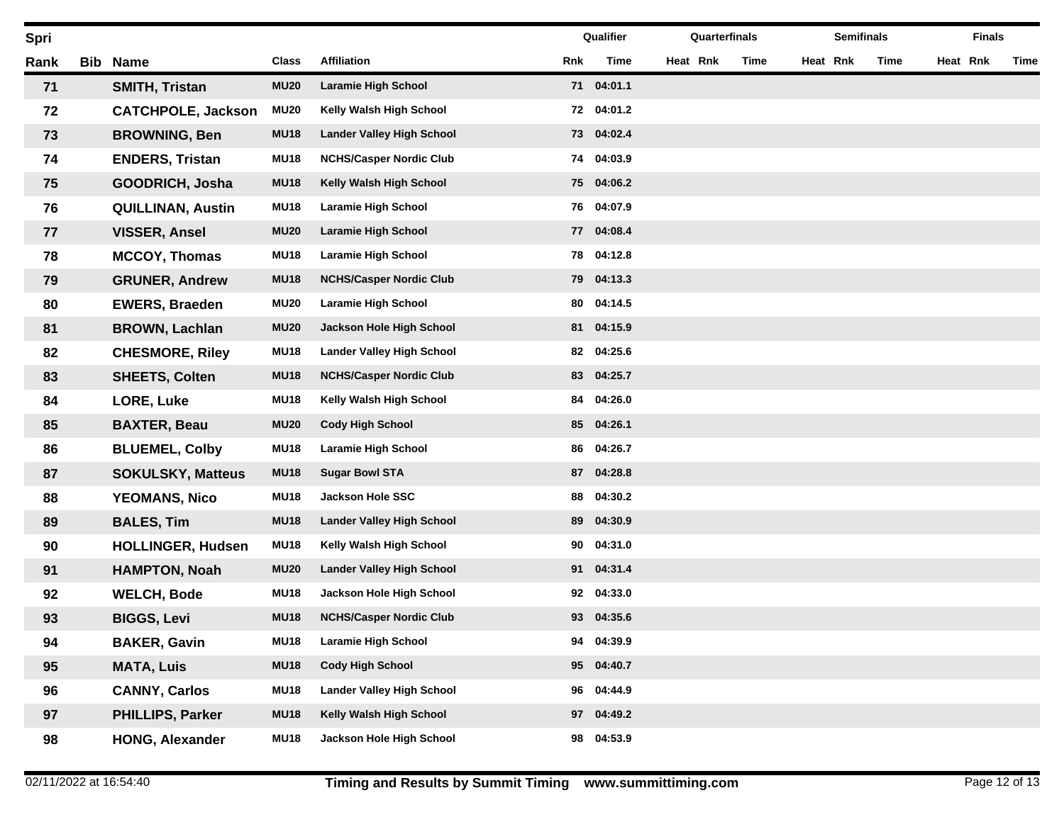| Spri | | | | | Qualifier | | Quarterfinals | | | Semifinals | | | Finals | | |
|---|---|---|---|---|---|---|---|---|---|---|---|---|---|---|---|
| Rank | Bib | Name | Class | Affiliation | Rnk | Time | Heat | Rnk | Time | Heat | Rnk | Time | Heat | Rnk | Time |
| 71 | | SMITH, Tristan | MU20 | Laramie High School | 71 | 04:01.1 | | | | | | | | | |
| 72 | | CATCHPOLE, Jackson | MU20 | Kelly Walsh High School | 72 | 04:01.2 | | | | | | | | | |
| 73 | | BROWNING, Ben | MU18 | Lander Valley High School | 73 | 04:02.4 | | | | | | | | | |
| 74 | | ENDERS, Tristan | MU18 | NCHS/Casper Nordic Club | 74 | 04:03.9 | | | | | | | | | |
| 75 | | GOODRICH, Josha | MU18 | Kelly Walsh High School | 75 | 04:06.2 | | | | | | | | | |
| 76 | | QUILLINAN, Austin | MU18 | Laramie High School | 76 | 04:07.9 | | | | | | | | | |
| 77 | | VISSER, Ansel | MU20 | Laramie High School | 77 | 04:08.4 | | | | | | | | | |
| 78 | | MCCOY, Thomas | MU18 | Laramie High School | 78 | 04:12.8 | | | | | | | | | |
| 79 | | GRUNER, Andrew | MU18 | NCHS/Casper Nordic Club | 79 | 04:13.3 | | | | | | | | | |
| 80 | | EWERS, Braeden | MU20 | Laramie High School | 80 | 04:14.5 | | | | | | | | | |
| 81 | | BROWN, Lachlan | MU20 | Jackson Hole High School | 81 | 04:15.9 | | | | | | | | | |
| 82 | | CHESMORE, Riley | MU18 | Lander Valley High School | 82 | 04:25.6 | | | | | | | | | |
| 83 | | SHEETS, Colten | MU18 | NCHS/Casper Nordic Club | 83 | 04:25.7 | | | | | | | | | |
| 84 | | LORE, Luke | MU18 | Kelly Walsh High School | 84 | 04:26.0 | | | | | | | | | |
| 85 | | BAXTER, Beau | MU20 | Cody High School | 85 | 04:26.1 | | | | | | | | | |
| 86 | | BLUEMEL, Colby | MU18 | Laramie High School | 86 | 04:26.7 | | | | | | | | | |
| 87 | | SOKULSKY, Matteus | MU18 | Sugar Bowl STA | 87 | 04:28.8 | | | | | | | | | |
| 88 | | YEOMANS, Nico | MU18 | Jackson Hole SSC | 88 | 04:30.2 | | | | | | | | | |
| 89 | | BALES, Tim | MU18 | Lander Valley High School | 89 | 04:30.9 | | | | | | | | | |
| 90 | | HOLLINGER, Hudsen | MU18 | Kelly Walsh High School | 90 | 04:31.0 | | | | | | | | | |
| 91 | | HAMPTON, Noah | MU20 | Lander Valley High School | 91 | 04:31.4 | | | | | | | | | |
| 92 | | WELCH, Bode | MU18 | Jackson Hole High School | 92 | 04:33.0 | | | | | | | | | |
| 93 | | BIGGS, Levi | MU18 | NCHS/Casper Nordic Club | 93 | 04:35.6 | | | | | | | | | |
| 94 | | BAKER, Gavin | MU18 | Laramie High School | 94 | 04:39.9 | | | | | | | | | |
| 95 | | MATA, Luis | MU18 | Cody High School | 95 | 04:40.7 | | | | | | | | | |
| 96 | | CANNY, Carlos | MU18 | Lander Valley High School | 96 | 04:44.9 | | | | | | | | | |
| 97 | | PHILLIPS, Parker | MU18 | Kelly Walsh High School | 97 | 04:49.2 | | | | | | | | | |
| 98 | | HONG, Alexander | MU18 | Jackson Hole High School | 98 | 04:53.9 | | | | | | | | | |

02/11/2022 at 16:54:40 — Timing and Results by Summit Timing www.summittiming.com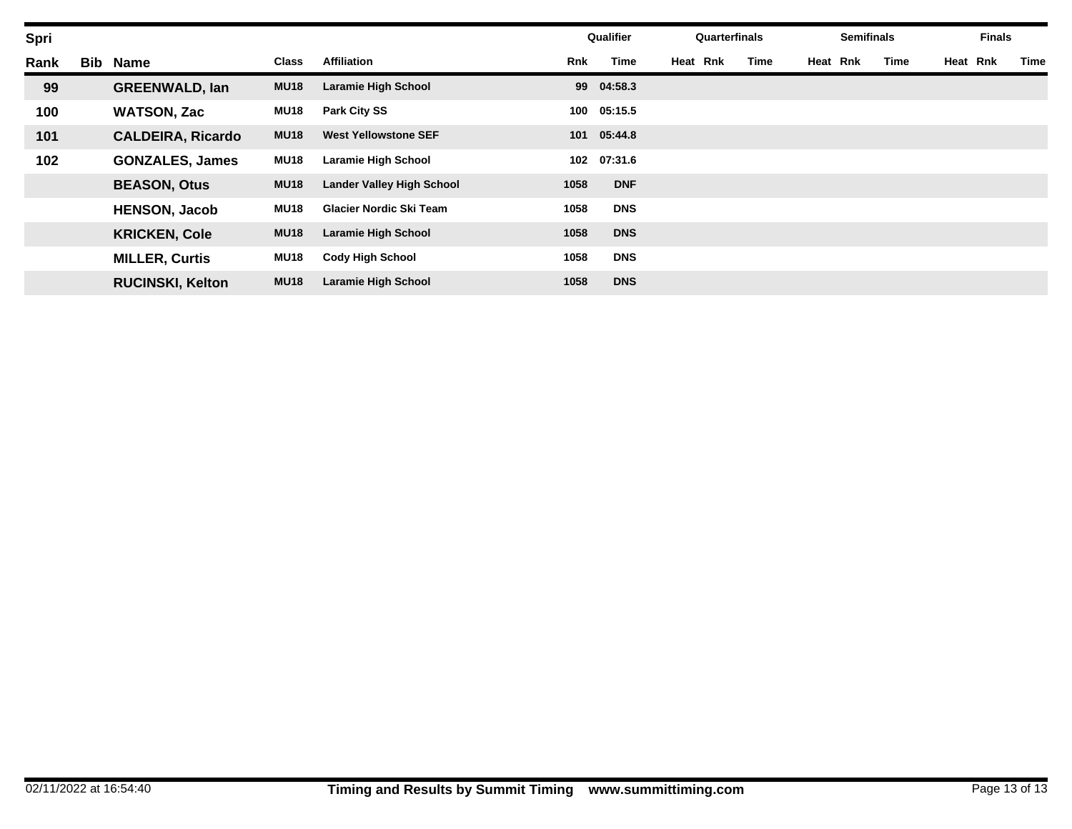| Spri | | | | | Qualifier | | Quarterfinals | | | Semifinals | | | Finals | | |
|---|---|---|---|---|---|---|---|---|---|---|---|---|---|---|---|
| Rank | Bib | Name | Class | Affiliation | Rnk | Time | Heat | Rnk | Time | Heat | Rnk | Time | Heat | Rnk | Time |
| 99 | | GREENWALD, Ian | MU18 | Laramie High School | 99 | 04:58.3 | | | | | | | | | |
| 100 | | WATSON, Zac | MU18 | Park City SS | 100 | 05:15.5 | | | | | | | | | |
| 101 | | CALDEIRA, Ricardo | MU18 | West Yellowstone SEF | 101 | 05:44.8 | | | | | | | | | |
| 102 | | GONZALES, James | MU18 | Laramie High School | 102 | 07:31.6 | | | | | | | | | |
| | | BEASON, Otus | MU18 | Lander Valley High School | 1058 | DNF | | | | | | | | | |
| | | HENSON, Jacob | MU18 | Glacier Nordic Ski Team | 1058 | DNS | | | | | | | | | |
| | | KRICKEN, Cole | MU18 | Laramie High School | 1058 | DNS | | | | | | | | | |
| | | MILLER, Curtis | MU18 | Cody High School | 1058 | DNS | | | | | | | | | |
| | | RUCINSKI, Kelton | MU18 | Laramie High School | 1058 | DNS | | | | | | | | | |

02/11/2022 at 16:54:40 **Timing and Results by Summit Timing www.summittiming.com**